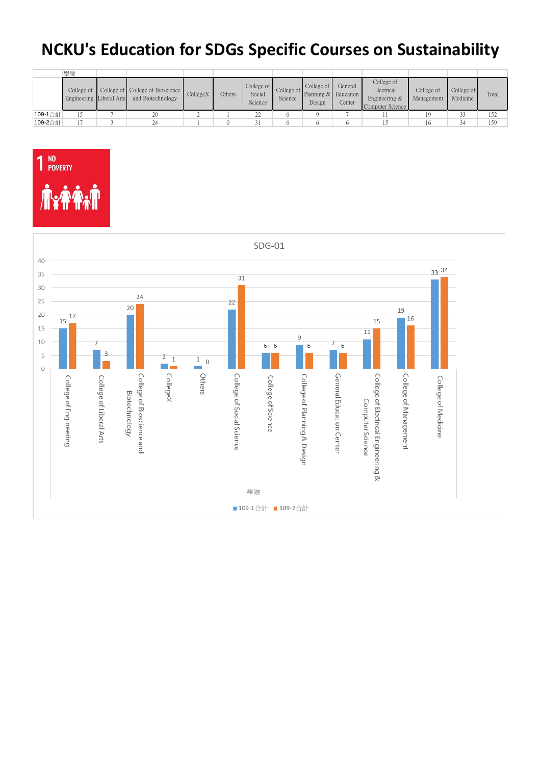# NCKU's Education for SDGs Specific Courses on Sustainability

| 學院 | College of Engineering | College of Liberal Arts | College of Bioscience and Biotechnology | CollegeX | Others | College of Social Science | College of Science | College of Planning & Design | General Education Center | College of Electrical Engineering & Computer Science | College of Management | College of Medicine | Total |
|---|---|---|---|---|---|---|---|---|---|---|---|---|---|
| 109-1合計 | 15 | 7 | 20 | 2 | 1 | 22 | 6 | 9 | 7 | 11 | 19 | 33 | 152 |
| 109-2合計 | 17 | 3 | 24 | 1 | 0 | 31 | 6 | 6 | 6 | 15 | 16 | 34 | 159 |

1 NO POVERTY

SDG-01

| 學院 | 109-1合計 | 109-2合計 |
|---|---|---|
| College of Engineering | 15 | 17 |
| College of Liberal Arts | 7 | 3 |
| College of Bioscience and Biotechnology | 20 | 24 |
| CollegeX | 2 | 1 |
| Others | 1 | 0 |
| College of Social Science | 22 | 31 |
| College of Science | 6 | 6 |
| College of Planning & Design | 9 | 6 |
| General Education Center | 7 | 6 |
| College of Electrical Engineering & Computer Science | 11 | 15 |
| College of Management | 19 | 16 |
| College of Medicine | 33 | 34 |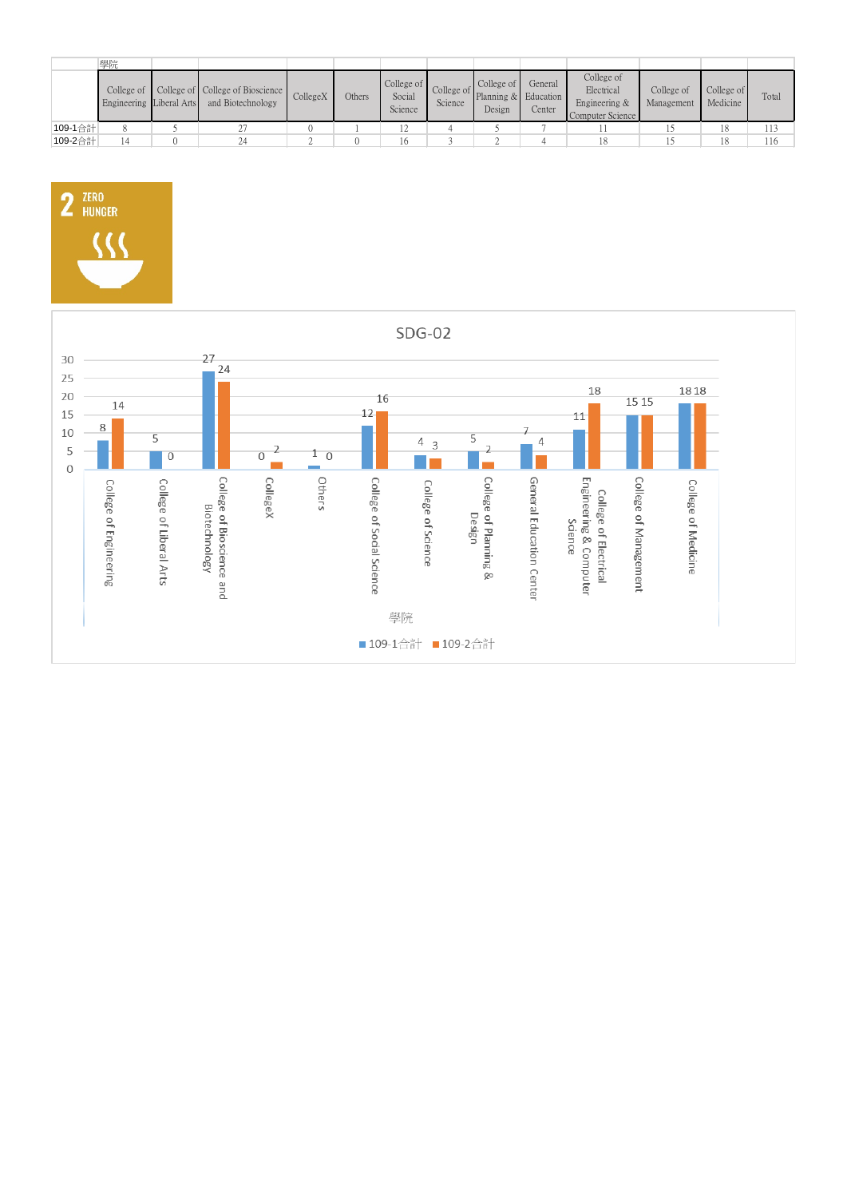| | 學院 | | | | | | | | | | | | |
|---|---|---|---|---|---|---|---|---|---|---|---|---|---|
| | College of Engineering | College of Liberal Arts | College of Bioscience and Biotechnology | CollegeX | Others | College of Social Science | College of Science | College of Planning & Design | General Education Center | College of Electrical Engineering & Computer Science | College of Management | College of Medicine | Total |
| 109-1合計 | 8 | 5 | 27 | 0 | 1 | 12 | 4 | 5 | 7 | 11 | 15 | 18 | 113 |
| 109-2合計 | 14 | 0 | 24 | 2 | 0 | 16 | 3 | 2 | 4 | 18 | 15 | 18 | 116 |

2 ZERO HUNGER

SDG-02

| 學院 | 109-1合計 | 109-2合計 |
|---|---|---|
| College of Engineering | 8 | 14 |
| College of Liberal Arts | 5 | 0 |
| College of Bioscience and Biotechnology | 27 | 24 |
| CollegeX | 0 | 2 |
| Others | 1 | 0 |
| College of Social Science | 12 | 16 |
| College of Science | 4 | 3 |
| College of Planning & Design | 5 | 2 |
| General Education Center | 7 | 4 |
| College of Electrical Engineering & Computer Science | 11 | 18 |
| College of Management | 15 | 15 |
| College of Medicine | 18 | 18 |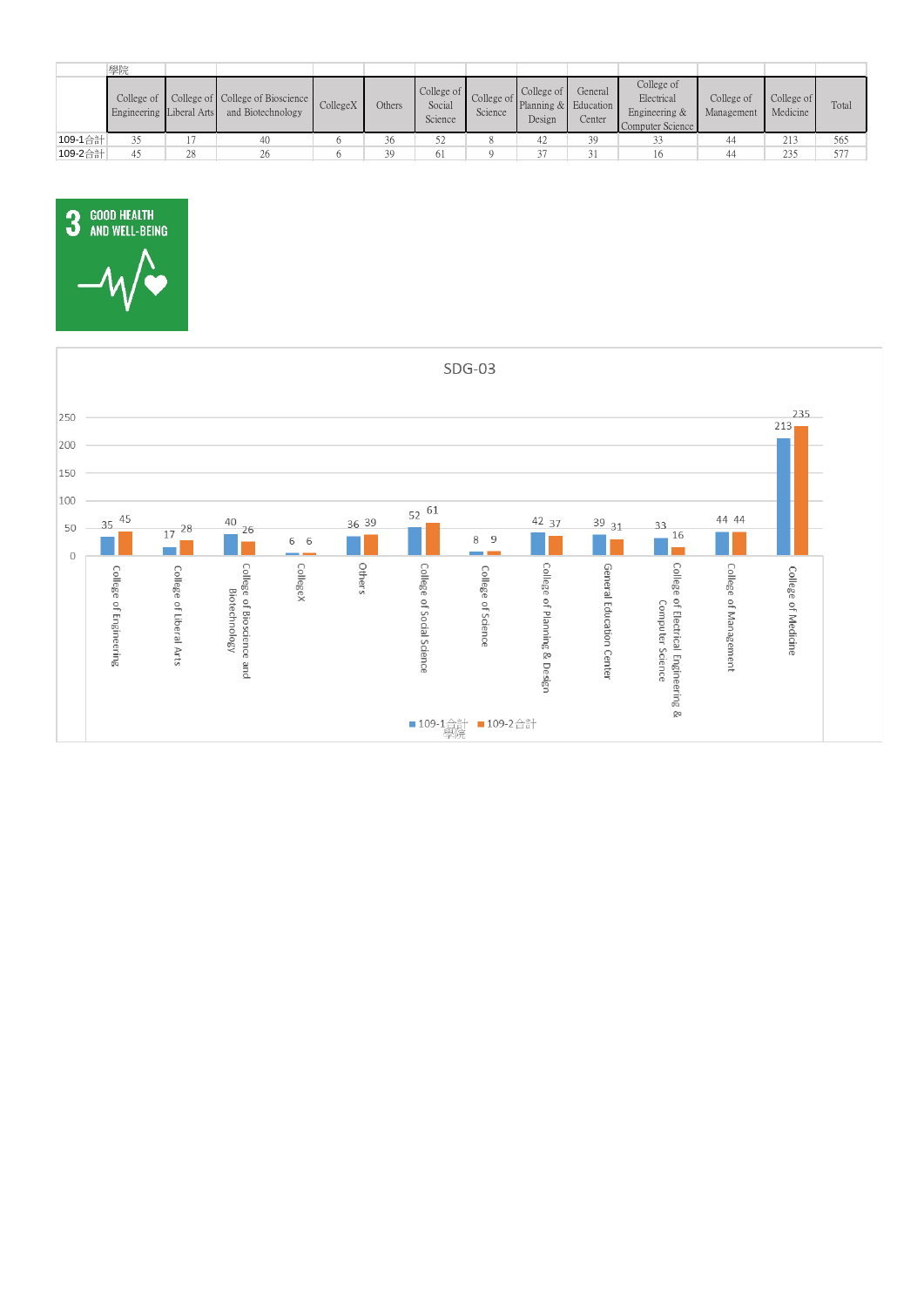| | 學院 | | | | | | | | | | | | |
|---|---|---|---|---|---|---|---|---|---|---|---|---|---|
| | College of Engineering | College of Liberal Arts | College of Bioscience and Biotechnology | CollegeX | Others | College of Social Science | College of Science | College of Planning & Design | General Education Center | College of Electrical Engineering & Computer Science | College of Management | College of Medicine | Total |
| 109-1合計 | 35 | 17 | 40 | 6 | 36 | 52 | 8 | 42 | 39 | 33 | 44 | 213 | 565 |
| 109-2合計 | 45 | 28 | 26 | 6 | 39 | 61 | 9 | 37 | 31 | 16 | 44 | 235 | 577 |

3 GOOD HEALTH AND WELL-BEING

SDG-03

| 學院 | 109-1合計 | 109-2合計 |
|---|---|---|
| College of Engineering | 35 | 45 |
| College of Liberal Arts | 17 | 28 |
| College of Bioscience and Biotechnology | 40 | 26 |
| CollegeX | 6 | 6 |
| Others | 36 | 39 |
| College of Social Science | 52 | 61 |
| College of Science | 8 | 9 |
| College of Planning & Design | 42 | 37 |
| General Education Center | 39 | 31 |
| College of Electrical Engineering & Computer Science | 33 | 16 |
| College of Management | 44 | 44 |
| College of Medicine | 213 | 235 |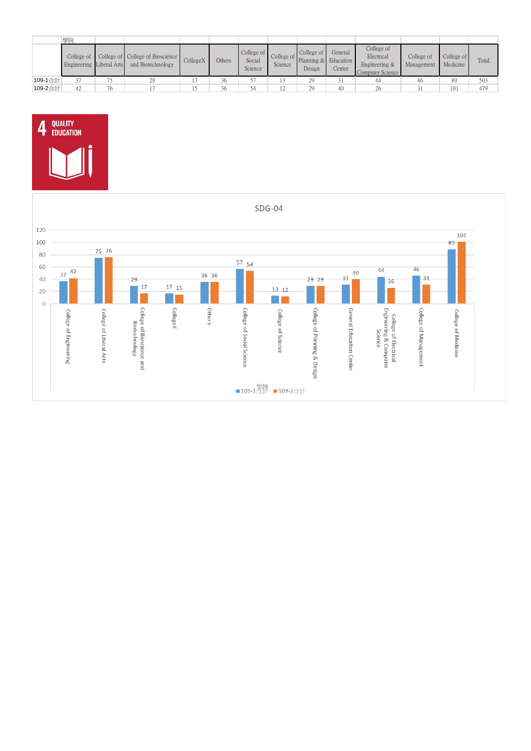| 學院 | College of Engineering | College of Liberal Arts | College of Bioscience and Biotechnology | CollegeX | Others | College of Social Science | College of Science | College of Planning & Design | General Education Center | College of Electrical Engineering & Computer Science | College of Management | College of Medicine | Total |
|---|---|---|---|---|---|---|---|---|---|---|---|---|---|
| 109-1合計 | 37 | 75 | 29 | 17 | 36 | 57 | 13 | 29 | 31 | 44 | 46 | 89 | 503 |
| 109-2合計 | 42 | 76 | 17 | 15 | 36 | 54 | 12 | 29 | 40 | 26 | 31 | 101 | 479 |

4 QUALITY EDUCATION

SDG-04

| 學院 | 109-1合計 | 109-2合計 |
|---|---|---|
| College of Engineering | 37 | 42 |
| College of Liberal Arts | 75 | 76 |
| College of Bioscience and Biotechnology | 29 | 17 |
| CollegeX | 17 | 15 |
| Others | 36 | 36 |
| College of Social Science | 57 | 54 |
| College of Science | 13 | 12 |
| College of Planning & Design | 29 | 29 |
| General Education Center | 31 | 40 |
| College of Electrical Engineering & Computer Science | 44 | 26 |
| College of Management | 46 | 31 |
| College of Medicine | 89 | 101 |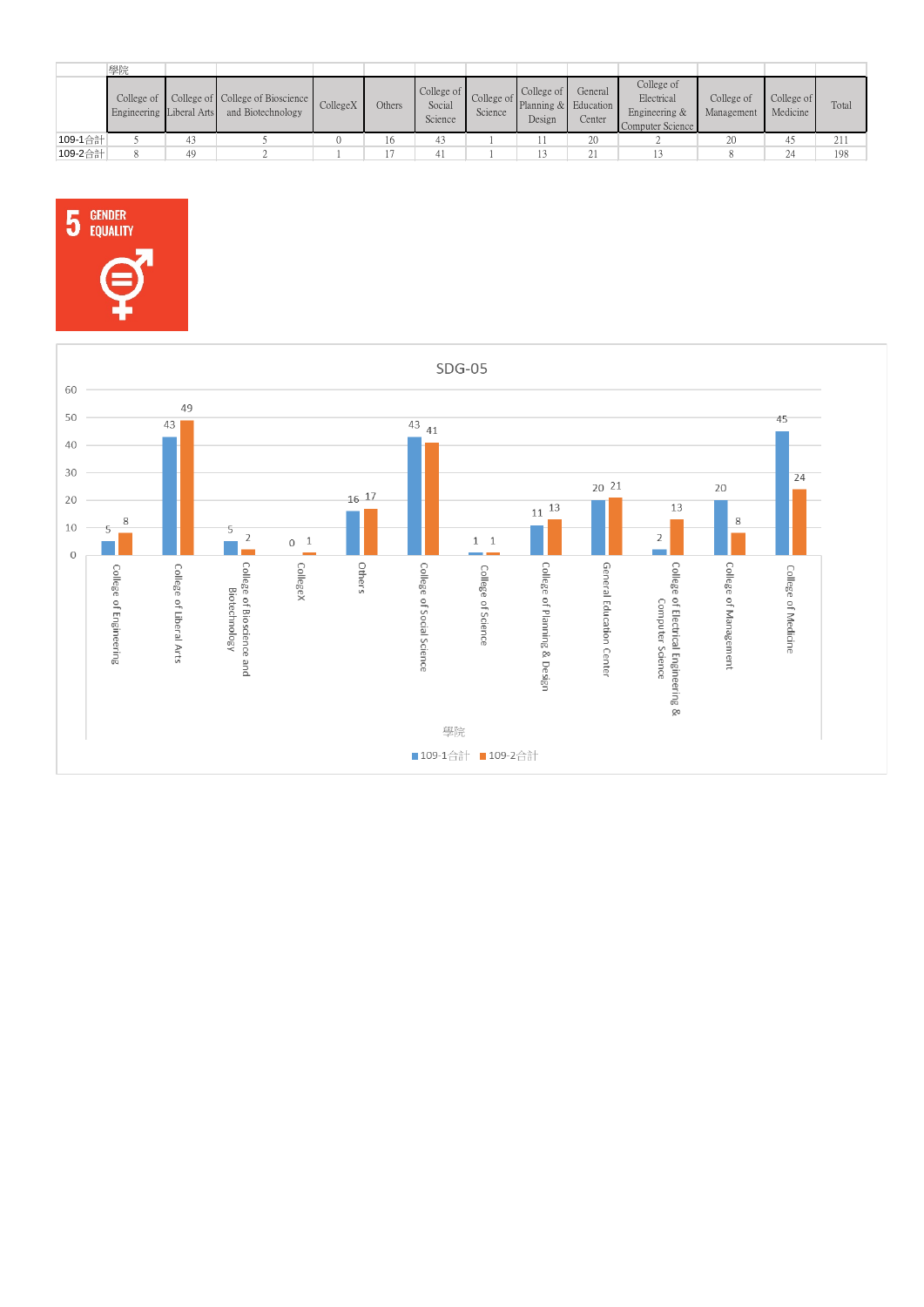| | 學院 | | | | | | | | | | | | |
|---|---|---|---|---|---|---|---|---|---|---|---|---|---|
| | College of Engineering | College of Liberal Arts | College of Bioscience and Biotechnology | CollegeX | Others | College of Social Science | College of Science | College of Planning & Design | General Education Center | College of Electrical Engineering & Computer Science | College of Management | College of Medicine | Total |
| 109-1合計 | 5 | 43 | 5 | 0 | 16 | 43 | 1 | 11 | 20 | 2 | 20 | 45 | 211 |
| 109-2合計 | 8 | 49 | 2 | 1 | 17 | 41 | 1 | 13 | 21 | 13 | 8 | 24 | 198 |

5 GENDER EQUALITY

SDG-05

| 學院 | 109-1合計 | 109-2合計 |
|---|---|---|
| College of Engineering | 5 | 8 |
| College of Liberal Arts | 43 | 49 |
| College of Bioscience and Biotechnology | 5 | 2 |
| CollegeX | 0 | 1 |
| Others | 16 | 17 |
| College of Social Science | 43 | 41 |
| College of Science | 1 | 1 |
| College of Planning & Design | 11 | 13 |
| General Education Center | 20 | 21 |
| College of Electrical Engineering & Computer Science | 2 | 13 |
| College of Management | 20 | 8 |
| College of Medicine | 45 | 24 |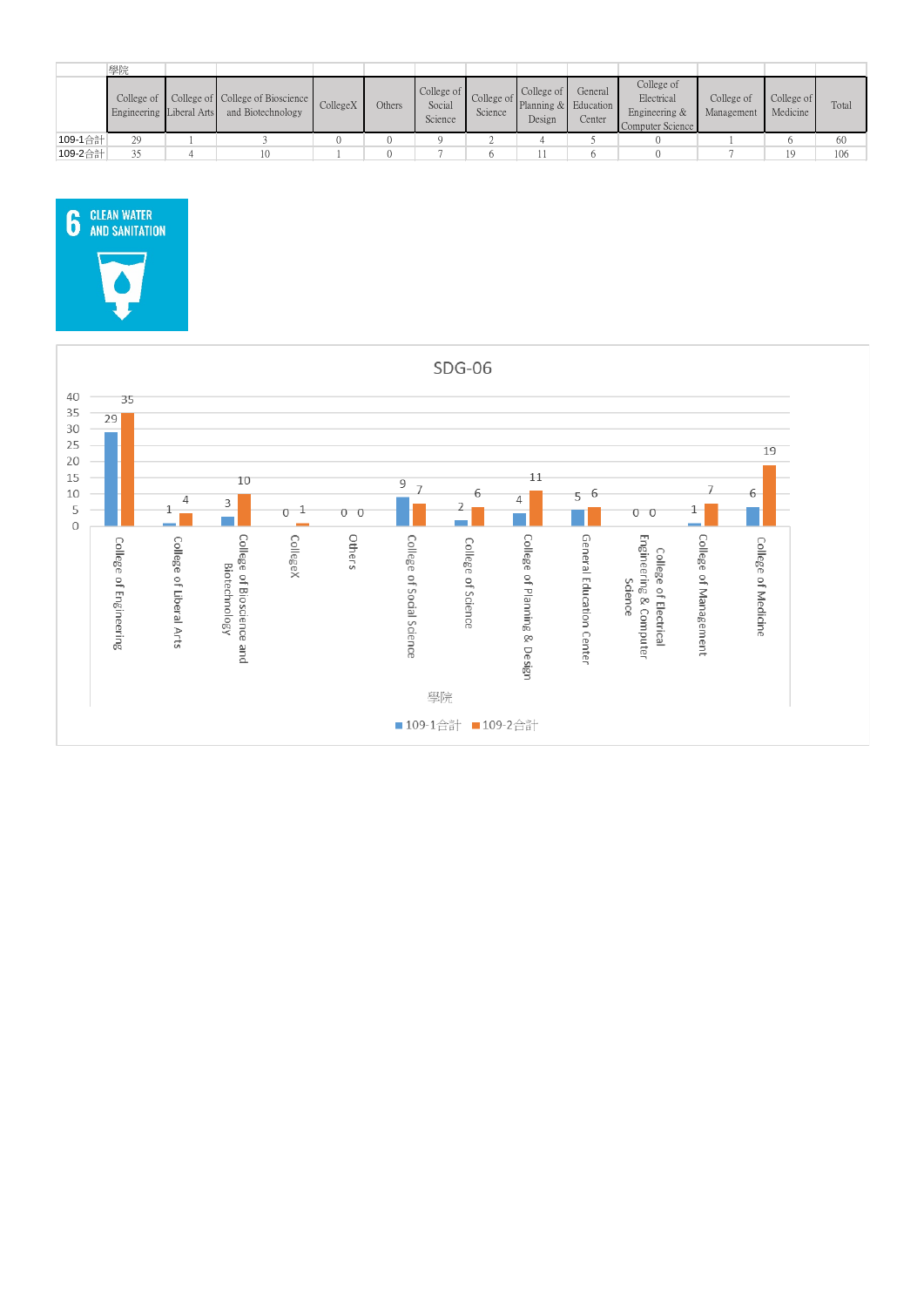| 學院 | College of Engineering | College of Liberal Arts | College of Bioscience and Biotechnology | CollegeX | Others | College of Social Science | College of Science | College of Planning & Design | General Education Center | College of Electrical Engineering & Computer Science | College of Management | College of Medicine | Total |
|---|---|---|---|---|---|---|---|---|---|---|---|---|---|
| 109-1合計 | 29 | 1 | 3 | 0 | 0 | 9 | 2 | 4 | 5 | 0 | 1 | 6 | 60 |
| 109-2合計 | 35 | 4 | 10 | 1 | 0 | 7 | 6 | 11 | 6 | 0 | 7 | 19 | 106 |

6 CLEAN WATER AND SANITATION

SDG-06

| 學院 | 109-1合計 | 109-2合計 |
|---|---|---|
| College of Engineering | 29 | 35 |
| College of Liberal Arts | 1 | 4 |
| College of Bioscience and Biotechnology | 3 | 10 |
| CollegeX | 0 | 1 |
| Others | 0 | 0 |
| College of Social Science | 9 | 7 |
| College of Science | 2 | 6 |
| College of Planning & Design | 4 | 11 |
| General Education Center | 5 | 6 |
| College of Electrical Engineering & Computer Science | 0 | 0 |
| College of Management | 1 | 7 |
| College of Medicine | 6 | 19 |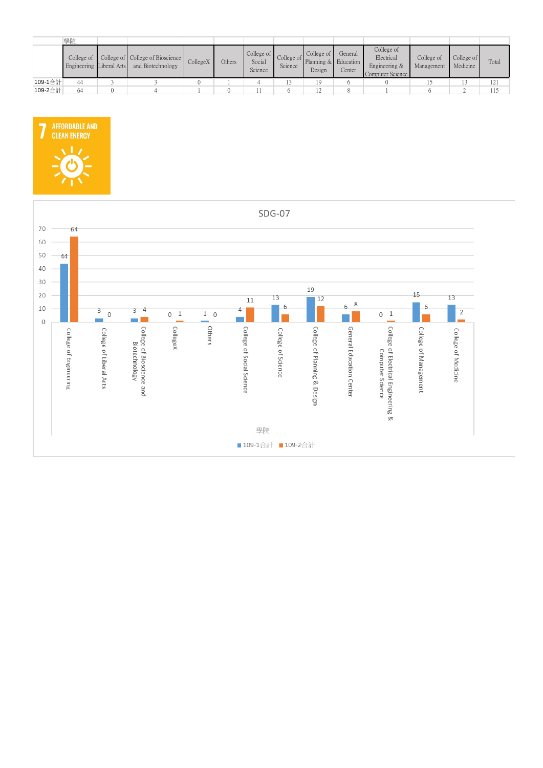| | 學院 | | | | | | | | | | | | |
|---|---|---|---|---|---|---|---|---|---|---|---|---|---|
| | College of Engineering | College of Liberal Arts | College of Bioscience and Biotechnology | CollegeX | Others | College of Social Science | College of Science | College of Planning & Design | General Education Center | College of Electrical Engineering & Computer Science | College of Management | College of Medicine | Total |
| 109-1合計 | 44 | 3 | 3 | 0 | 1 | 4 | 13 | 19 | 6 | 0 | 15 | 13 | 121 |
| 109-2合計 | 64 | 0 | 4 | 1 | 0 | 11 | 6 | 12 | 8 | 1 | 6 | 2 | 115 |

7 AFFORDABLE AND CLEAN ENERGY

SDG-07

| 學院 | 109-1合計 | 109-2合計 |
|---|---|---|
| College of Engineering | 44 | 64 |
| College of Liberal Arts | 3 | 0 |
| College of Bioscience and Biotechnology | 3 | 4 |
| CollegeX | 0 | 1 |
| Others | 1 | 0 |
| College of Social Science | 4 | 11 |
| College of Science | 13 | 6 |
| College of Planning & Design | 19 | 12 |
| General Education Center | 6 | 8 |
| College of Electrical Engineering & Computer Science | 0 | 1 |
| College of Management | 15 | 6 |
| College of Medicine | 13 | 2 |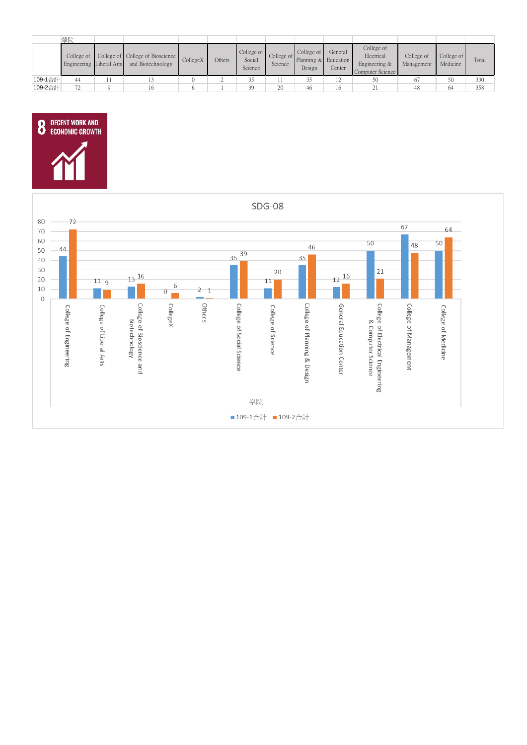| | 學院 | | | | | | | | | | | | |
|---|---|---|---|---|---|---|---|---|---|---|---|---|---|
| | College of Engineering | College of Liberal Arts | College of Bioscience and Biotechnology | CollegeX | Others | College of Social Science | College of Science | College of Planning & Design | General Education Center | College of Electrical Engineering & Computer Science | College of Management | College of Medicine | Total |
| 109-1合計 | 44 | 11 | 13 | 0 | 2 | 35 | 11 | 35 | 12 | 50 | 67 | 50 | 330 |
| 109-2合計 | 72 | 9 | 16 | 6 | 1 | 39 | 20 | 46 | 16 | 21 | 48 | 64 | 358 |

8 DECENT WORK AND ECONOMIC GROWTH

SDG-08

| 學院 | 109-1合計 | 109-2合計 |
|---|---|---|
| College of Engineering | 44 | 72 |
| College of Liberal Arts | 11 | 9 |
| College of Bioscience and Biotechnology | 13 | 16 |
| CollegeX | 0 | 6 |
| Others | 2 | 1 |
| College of Social Science | 35 | 39 |
| College of Science | 11 | 20 |
| College of Planning & Design | 35 | 46 |
| General Education Center | 12 | 16 |
| College of Electrical Engineering & Computer Science | 50 | 21 |
| College of Management | 67 | 48 |
| College of Medicine | 50 | 64 |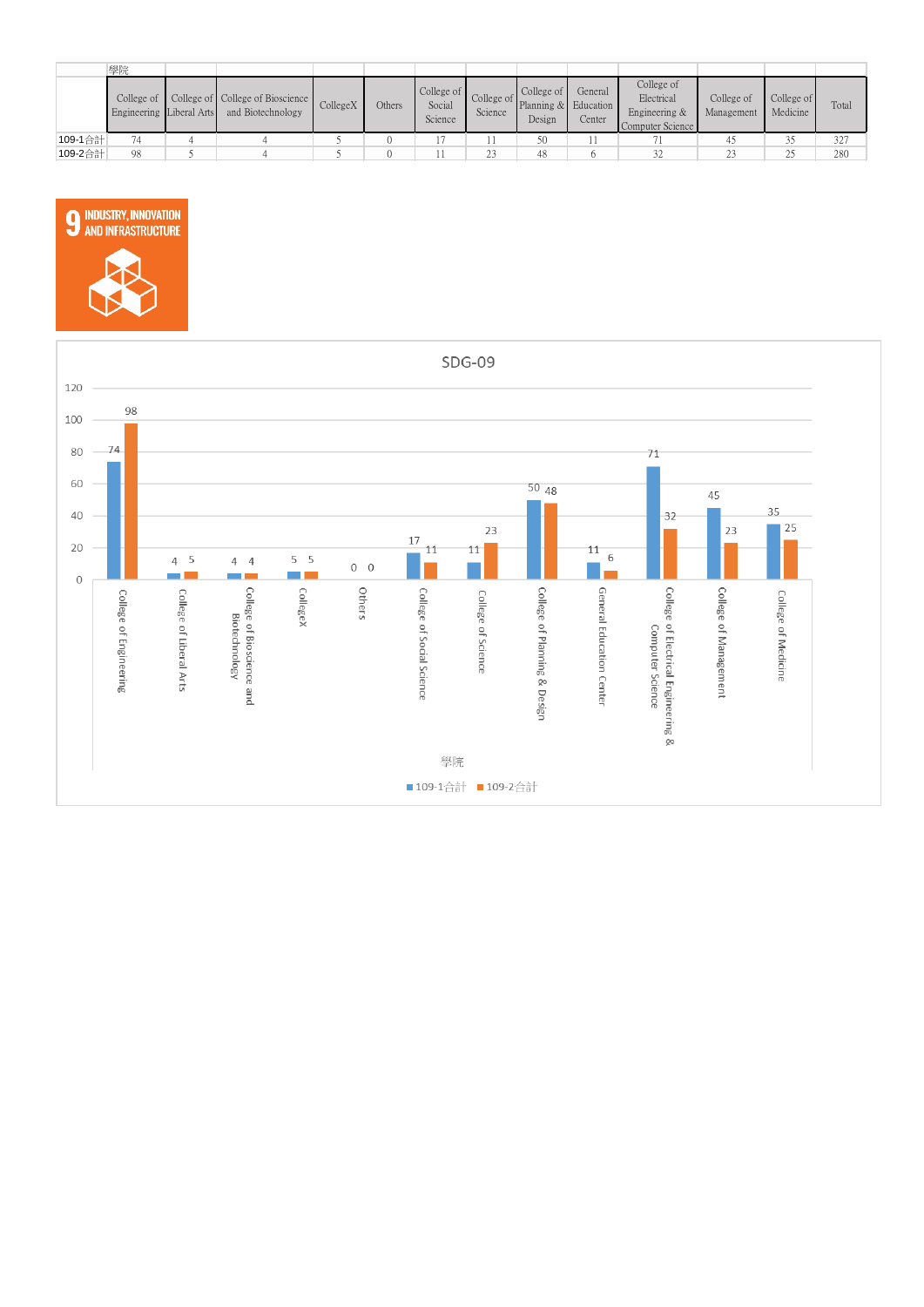| | 學院 | | | | | | | | | | | | |
|---|---|---|---|---|---|---|---|---|---|---|---|---|---|
| | College of Engineering | College of Liberal Arts | College of Bioscience and Biotechnology | CollegeX | Others | College of Social Science | College of Science | College of Planning & Design | General Education Center | College of Electrical Engineering & Computer Science | College of Management | College of Medicine | Total |
| 109-1合計 | 74 | 4 | 4 | 5 | 0 | 17 | 11 | 50 | 11 | 71 | 45 | 35 | 327 |
| 109-2合計 | 98 | 5 | 4 | 5 | 0 | 11 | 23 | 48 | 6 | 32 | 23 | 25 | 280 |

9 INDUSTRY, INNOVATION AND INFRASTRUCTURE

SDG-09

| 學院 | 109-1合計 | 109-2合計 |
|---|---|---|
| College of Engineering | 74 | 98 |
| College of Liberal Arts | 4 | 5 |
| College of Bioscience and Biotechnology | 4 | 4 |
| CollegeX | 5 | 5 |
| Others | 0 | 0 |
| College of Social Science | 17 | 11 |
| College of Science | 11 | 23 |
| College of Planning & Design | 50 | 48 |
| General Education Center | 11 | 6 |
| College of Electrical Engineering & Computer Science | 71 | 32 |
| College of Management | 45 | 23 |
| College of Medicine | 35 | 25 |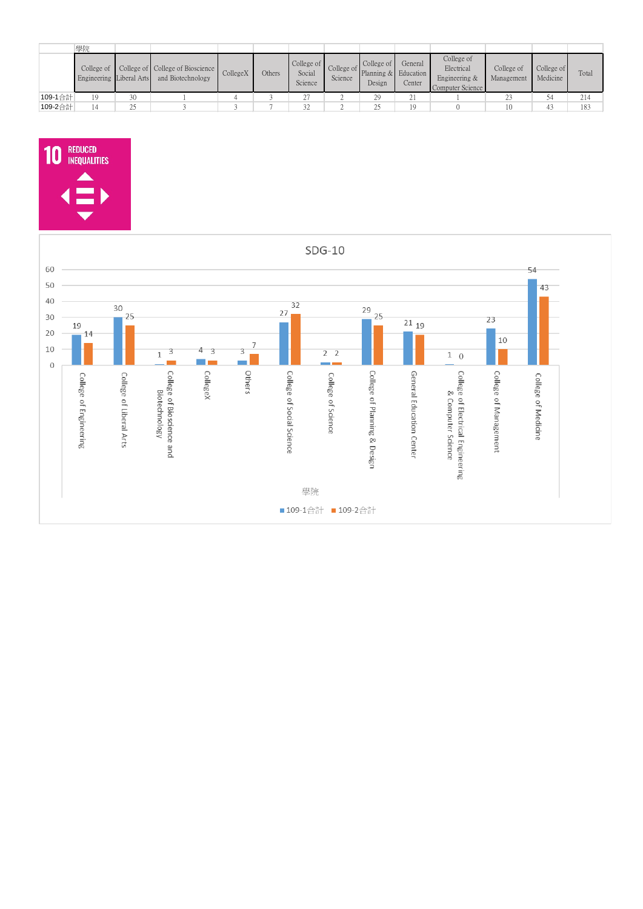| 學院 | College of Engineering | College of Liberal Arts | College of Bioscience and Biotechnology | CollegeX | Others | College of Social Science | College of Science | College of Planning & Design | General Education Center | College of Electrical Engineering & Computer Science | College of Management | College of Medicine | Total |
|---|---|---|---|---|---|---|---|---|---|---|---|---|---|
| 109-1合計 | 19 | 30 | 1 | 4 | 3 | 27 | 2 | 29 | 21 | 1 | 23 | 54 | 214 |
| 109-2合計 | 14 | 25 | 3 | 3 | 7 | 32 | 2 | 25 | 19 | 0 | 10 | 43 | 183 |

10 REDUCED INEQUALITIES

SDG-10

| 學院 | 109-1合計 | 109-2合計 |
|---|---|---|
| College of Engineering | 19 | 14 |
| College of Liberal Arts | 30 | 25 |
| College of Bioscience and Biotechnology | 1 | 3 |
| CollegeX | 4 | 3 |
| Others | 3 | 7 |
| College of Social Science | 27 | 32 |
| College of Science | 2 | 2 |
| College of Planning & Design | 29 | 25 |
| General Education Center | 21 | 19 |
| College of Electrical Engineering & Computer Science | 1 | 0 |
| College of Management | 23 | 10 |
| College of Medicine | 54 | 43 |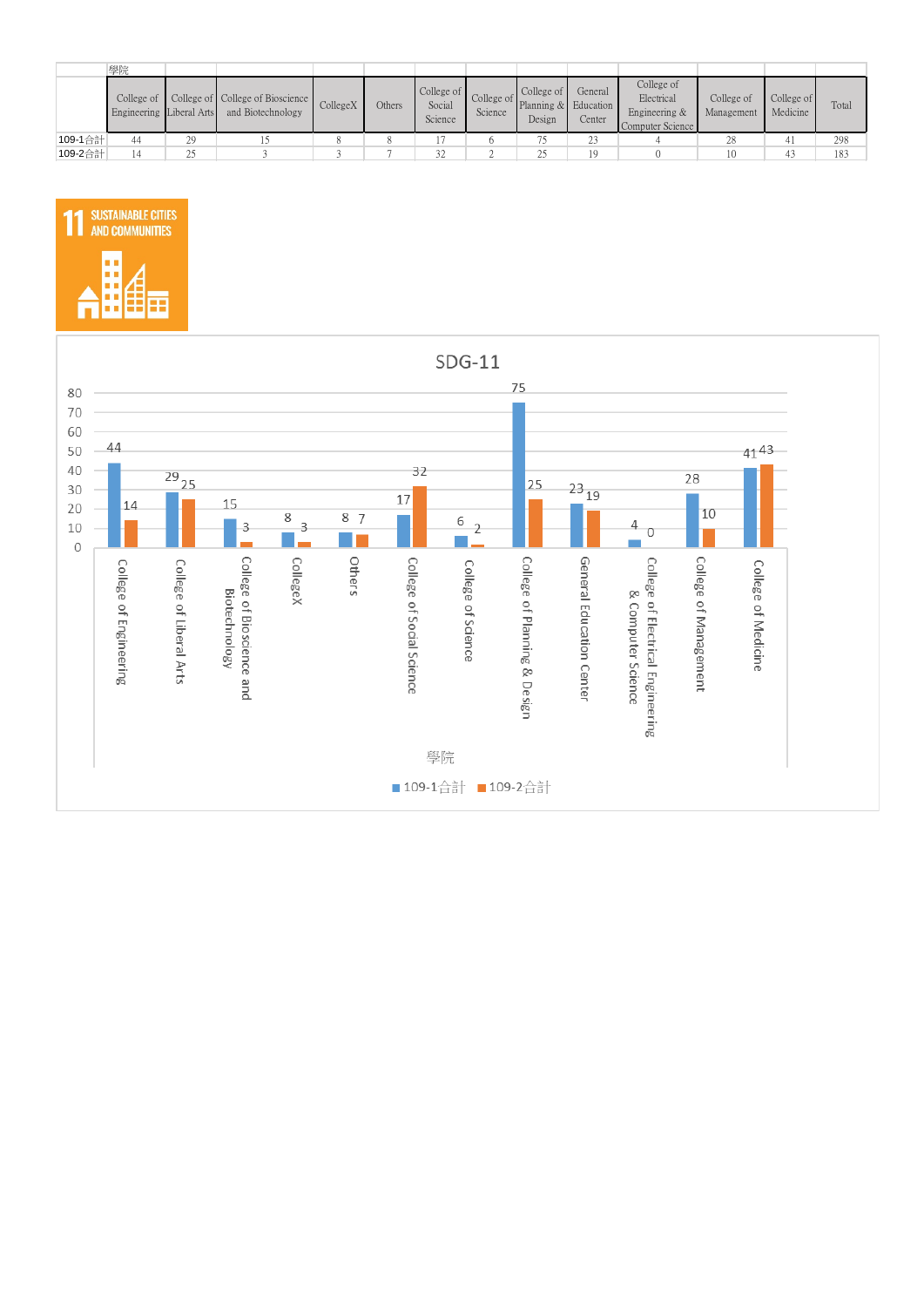| 學院 | College of Engineering | College of Liberal Arts | College of Bioscience and Biotechnology | CollegeX | Others | College of Social Science | College of Science | College of Planning & Design | General Education Center | College of Electrical Engineering & Computer Science | College of Management | College of Medicine | Total |
|---|---|---|---|---|---|---|---|---|---|---|---|---|---|
| 109-1合計 | 44 | 29 | 15 | 8 | 8 | 17 | 6 | 75 | 23 | 4 | 28 | 41 | 298 |
| 109-2合計 | 14 | 25 | 3 | 3 | 7 | 32 | 2 | 25 | 19 | 0 | 10 | 43 | 183 |

11 SUSTAINABLE CITIES AND COMMUNITIES

SDG-11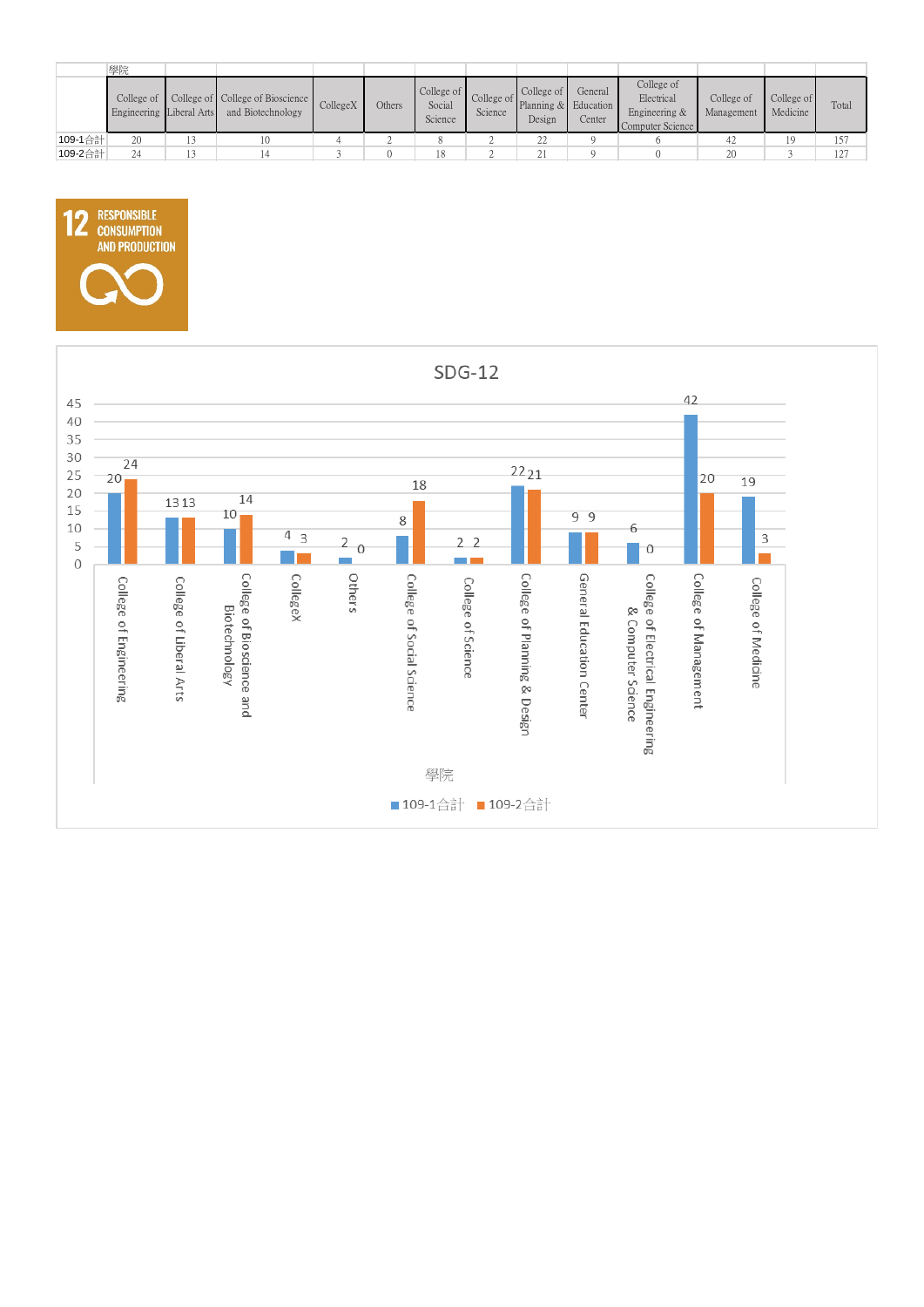| | 學院 | | | | | | | | | | | | |
|---|---|---|---|---|---|---|---|---|---|---|---|---|---|
| | College of Engineering | College of Liberal Arts | College of Bioscience and Biotechnology | CollegeX | Others | College of Social Science | College of Science | College of Planning & Design | General Education Center | College of Electrical Engineering & Computer Science | College of Management | College of Medicine | Total |
| 109-1合計 | 20 | 13 | 10 | 4 | 2 | 8 | 2 | 22 | 9 | 6 | 42 | 19 | 157 |
| 109-2合計 | 24 | 13 | 14 | 3 | 0 | 18 | 2 | 21 | 9 | 0 | 20 | 3 | 127 |

12 RESPONSIBLE CONSUMPTION AND PRODUCTION

SDG-12

| 學院 | 109-1合計 | 109-2合計 |
|---|---|---|
| College of Engineering | 20 | 24 |
| College of Liberal Arts | 13 | 13 |
| College of Bioscience and Biotechnology | 10 | 14 |
| CollegeX | 4 | 3 |
| Others | 2 | 0 |
| College of Social Science | 8 | 18 |
| College of Science | 2 | 2 |
| College of Planning & Design | 22 | 21 |
| General Education Center | 9 | 9 |
| College of Electrical Engineering & Computer Science | 6 | 0 |
| College of Management | 42 | 20 |
| College of Medicine | 19 | 3 |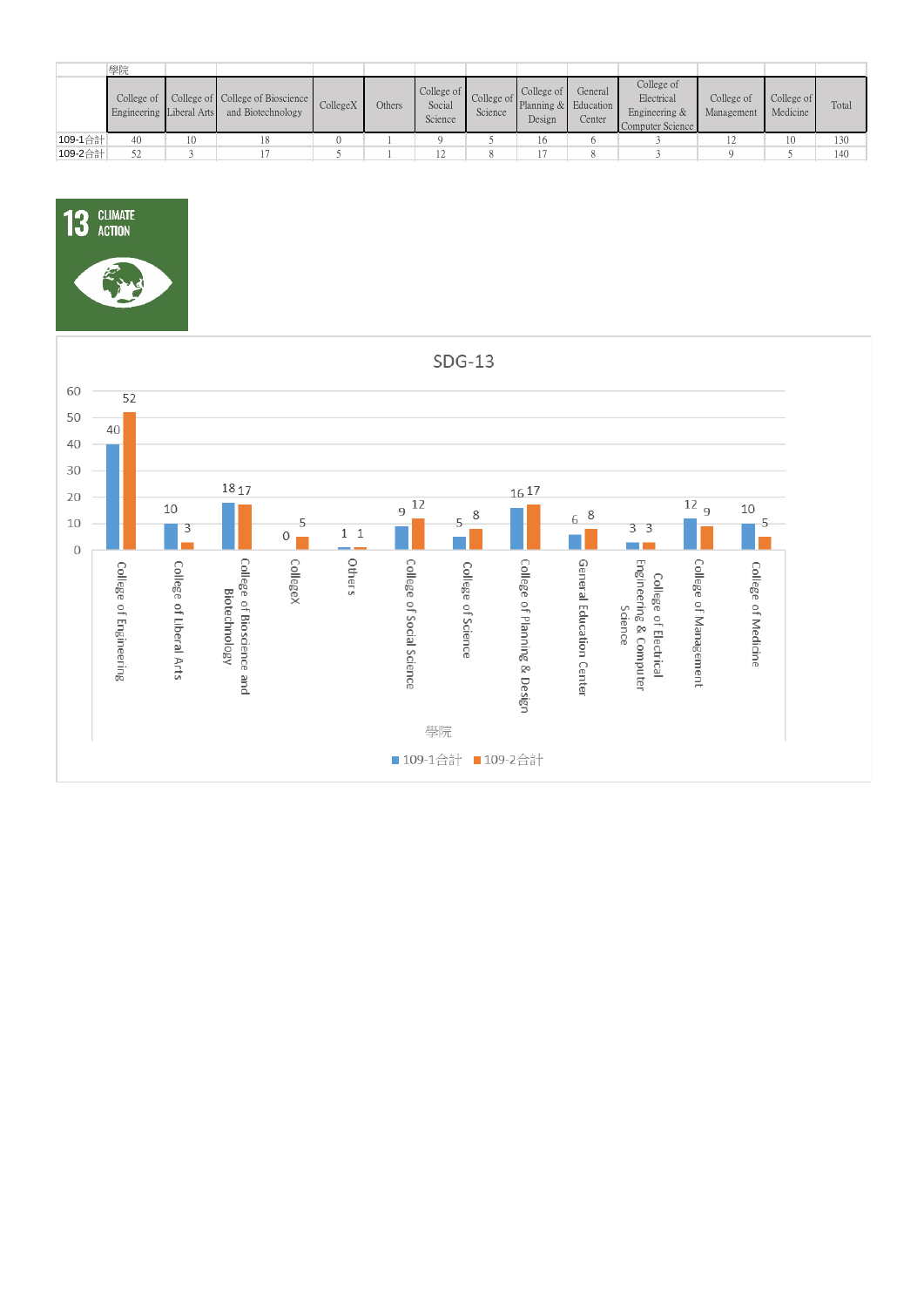| 學院 | College of Engineering | College of Liberal Arts | College of Bioscience and Biotechnology | CollegeX | Others | College of Social Science | College of Science | College of Planning & Design | General Education Center | College of Electrical Engineering & Computer Science | College of Management | College of Medicine | Total |
|---|---|---|---|---|---|---|---|---|---|---|---|---|---|
| 109-1合計 | 40 | 10 | 18 | 0 | 1 | 9 | 5 | 16 | 6 | 3 | 12 | 10 | 130 |
| 109-2合計 | 52 | 3 | 17 | 5 | 1 | 12 | 8 | 17 | 8 | 3 | 9 | 5 | 140 |

13 CLIMATE ACTION

SDG-13

| 學院 | 109-1合計 | 109-2合計 |
|---|---|---|
| College of Engineering | 40 | 52 |
| College of Liberal Arts | 10 | 3 |
| College of Bioscience and Biotechnology | 18 | 17 |
| CollegeX | 0 | 5 |
| Others | 1 | 1 |
| College of Social Science | 9 | 12 |
| College of Science | 5 | 8 |
| College of Planning & Design | 16 | 17 |
| General Education Center | 6 | 8 |
| College of Electrical Engineering & Computer Science | 3 | 3 |
| College of Management | 12 | 9 |
| College of Medicine | 10 | 5 |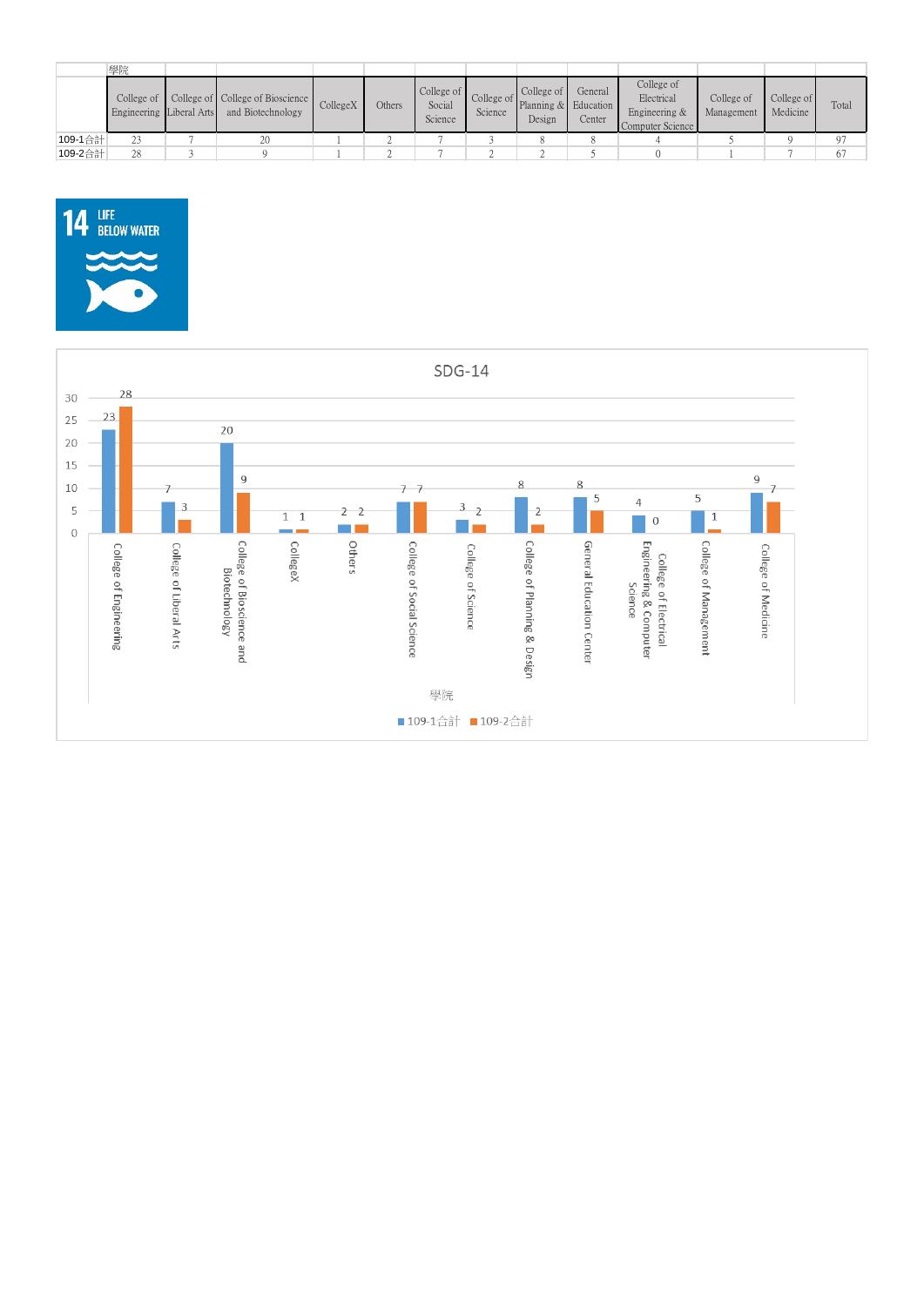| | 學院 | | | | | | | | | | | | |
|---|---|---|---|---|---|---|---|---|---|---|---|---|---|
| | College of Engineering | College of Liberal Arts | College of Bioscience and Biotechnology | CollegeX | Others | College of Social Science | College of Science | College of Planning & Design | General Education Center | College of Electrical Engineering & Computer Science | College of Management | College of Medicine | Total |
| 109-1合計 | 23 | 7 | 20 | 1 | 2 | 7 | 3 | 8 | 8 | 4 | 5 | 9 | 97 |
| 109-2合計 | 28 | 3 | 9 | 1 | 2 | 7 | 2 | 2 | 5 | 0 | 1 | 7 | 67 |

14 LIFE BELOW WATER

SDG-14

| 學院 | 109-1合計 | 109-2合計 |
|---|---|---|
| College of Engineering | 23 | 28 |
| College of Liberal Arts | 7 | 3 |
| College of Bioscience and Biotechnology | 20 | 9 |
| CollegeX | 1 | 1 |
| Others | 2 | 2 |
| College of Social Science | 7 | 7 |
| College of Science | 3 | 2 |
| College of Planning & Design | 8 | 2 |
| General Education Center | 8 | 5 |
| College of Electrical Engineering & Computer Science | 4 | 0 |
| College of Management | 5 | 1 |
| College of Medicine | 9 | 7 |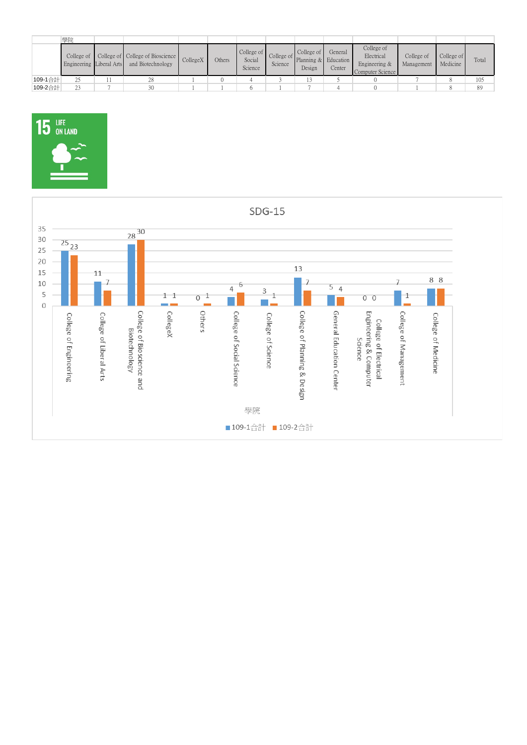| | 學院 | | | | | | | | | | | | |
|---|---|---|---|---|---|---|---|---|---|---|---|---|---|
| | College of Engineering | College of Liberal Arts | College of Bioscience and Biotechnology | CollegeX | Others | College of Social Science | College of Science | College of Planning & Design | General Education Center | College of Electrical Engineering & Computer Science | College of Management | College of Medicine | Total |
| 109-1合計 | 25 | 11 | 28 | 1 | 0 | 4 | 3 | 13 | 5 | 0 | 7 | 8 | 105 |
| 109-2合計 | 23 | 7 | 30 | 1 | 1 | 6 | 1 | 7 | 4 | 0 | 1 | 8 | 89 |

15 LIFE ON LAND

SDG-15

| 學院 | 109-1合計 | 109-2合計 |
|---|---|---|
| College of Engineering | 25 | 23 |
| College of Liberal Arts | 11 | 7 |
| College of Bioscience and Biotechnology | 28 | 30 |
| CollegeX | 1 | 1 |
| Others | 0 | 1 |
| College of Social Science | 4 | 6 |
| College of Science | 3 | 1 |
| College of Planning & Design | 13 | 7 |
| General Education Center | 5 | 4 |
| College of Electrical Engineering & Computer Science | 0 | 0 |
| College of Management | 7 | 1 |
| College of Medicine | 8 | 8 |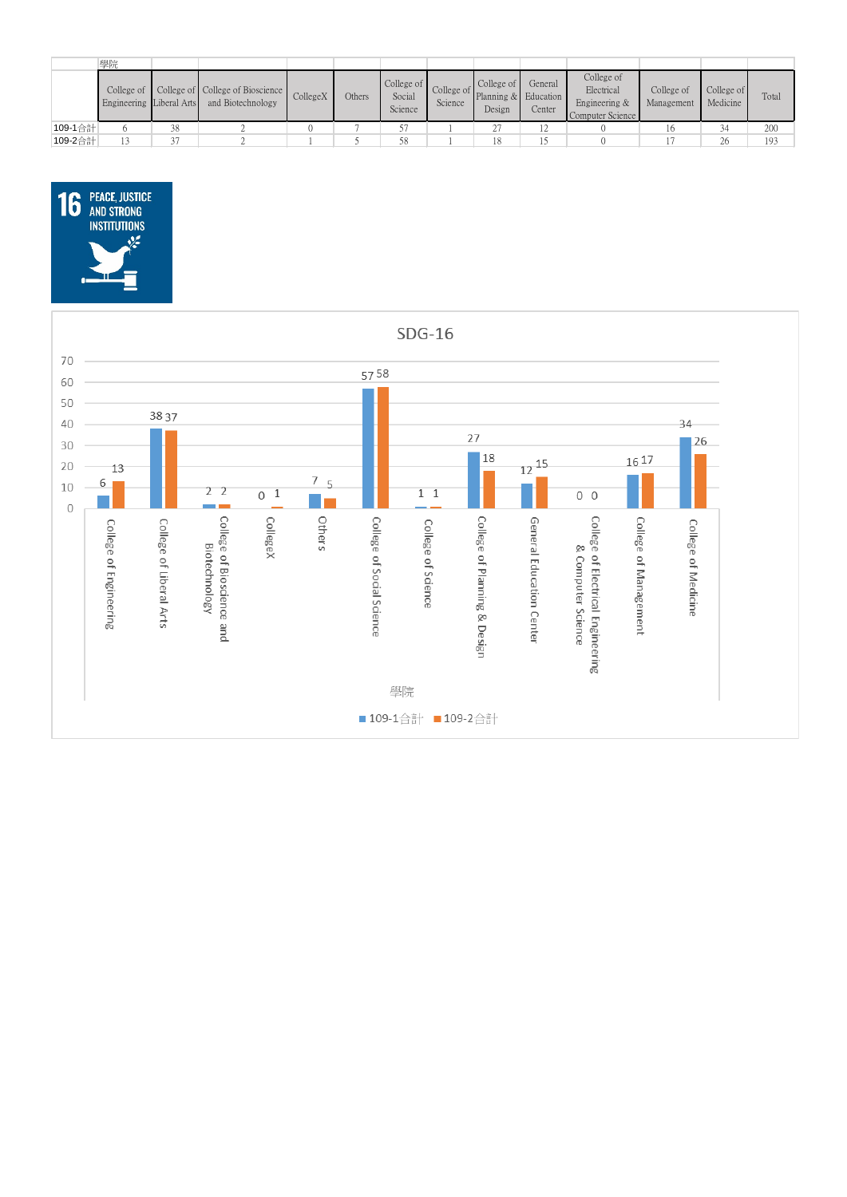| 學院 | College of Engineering | College of Liberal Arts | College of Bioscience and Biotechnology | CollegeX | Others | College of Social Science | College of Science | College of Planning & Design | General Education Center | College of Electrical Engineering & Computer Science | College of Management | College of Medicine | Total |
|---|---|---|---|---|---|---|---|---|---|---|---|---|---|
| 109-1合計 | 6 | 38 | 2 | 0 | 7 | 57 | 1 | 27 | 12 | 0 | 16 | 34 | 200 |
| 109-2合計 | 13 | 37 | 2 | 1 | 5 | 58 | 1 | 18 | 15 | 0 | 17 | 26 | 193 |

16 PEACE, JUSTICE AND STRONG INSTITUTIONS

SDG-16

| 學院 | 109-1合計 | 109-2合計 |
|---|---|---|
| College of Engineering | 6 | 13 |
| College of Liberal Arts | 38 | 37 |
| College of Bioscience and Biotechnology | 2 | 2 |
| CollegeX | 0 | 1 |
| Others | 7 | 5 |
| College of Social Science | 57 | 58 |
| College of Science | 1 | 1 |
| College of Planning & Design | 27 | 18 |
| General Education Center | 12 | 15 |
| College of Electrical Engineering & Computer Science | 0 | 0 |
| College of Management | 16 | 17 |
| College of Medicine | 34 | 26 |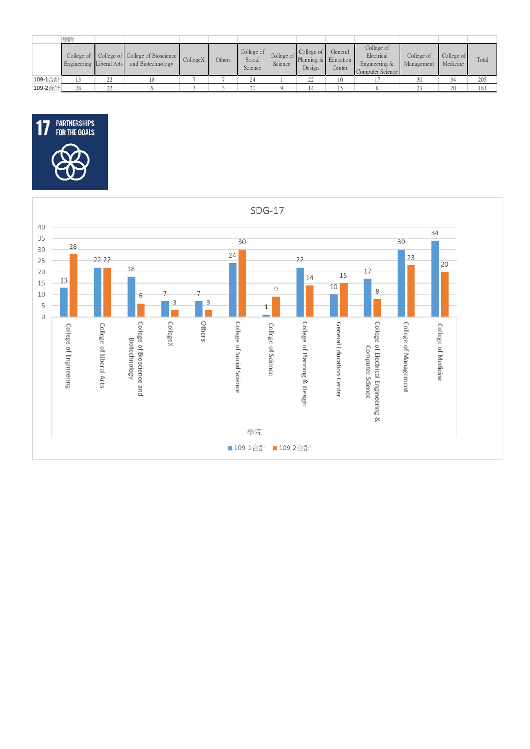| | 學院 | | | | | | | | | | | | |
|---|---|---|---|---|---|---|---|---|---|---|---|---|---|
| | College of Engineering | College of Liberal Arts | College of Bioscience and Biotechnology | CollegeX | Others | College of Social Science | College of Science | College of Planning & Design | General Education Center | College of Electrical Engineering & Computer Science | College of Management | College of Medicine | Total |
| 109-1合計 | 13 | 22 | 18 | 7 | 7 | 24 | 1 | 22 | 10 | 17 | 30 | 34 | 205 |
| 109-2合計 | 28 | 22 | 6 | 3 | 3 | 30 | 9 | 14 | 15 | 8 | 23 | 20 | 181 |

17 PARTNERSHIPS FOR THE GOALS

SDG-17

40
35
30
25
20
15
10
5
0

13 28
22 22
18 6
7 3
7 3
24 30
1 9
22 14
10 15
17 8
30 23
34 20

College of Engineering
College of Liberal Arts
College of Bioscience and Biotechnology
CollegeX
Others
College of Social Science
College of Science
College of Planning & Design
General Education Center
College of Electrical Engineering & Computer Science
College of Management
College of Medicine

學院

109-1合計 109-2合計